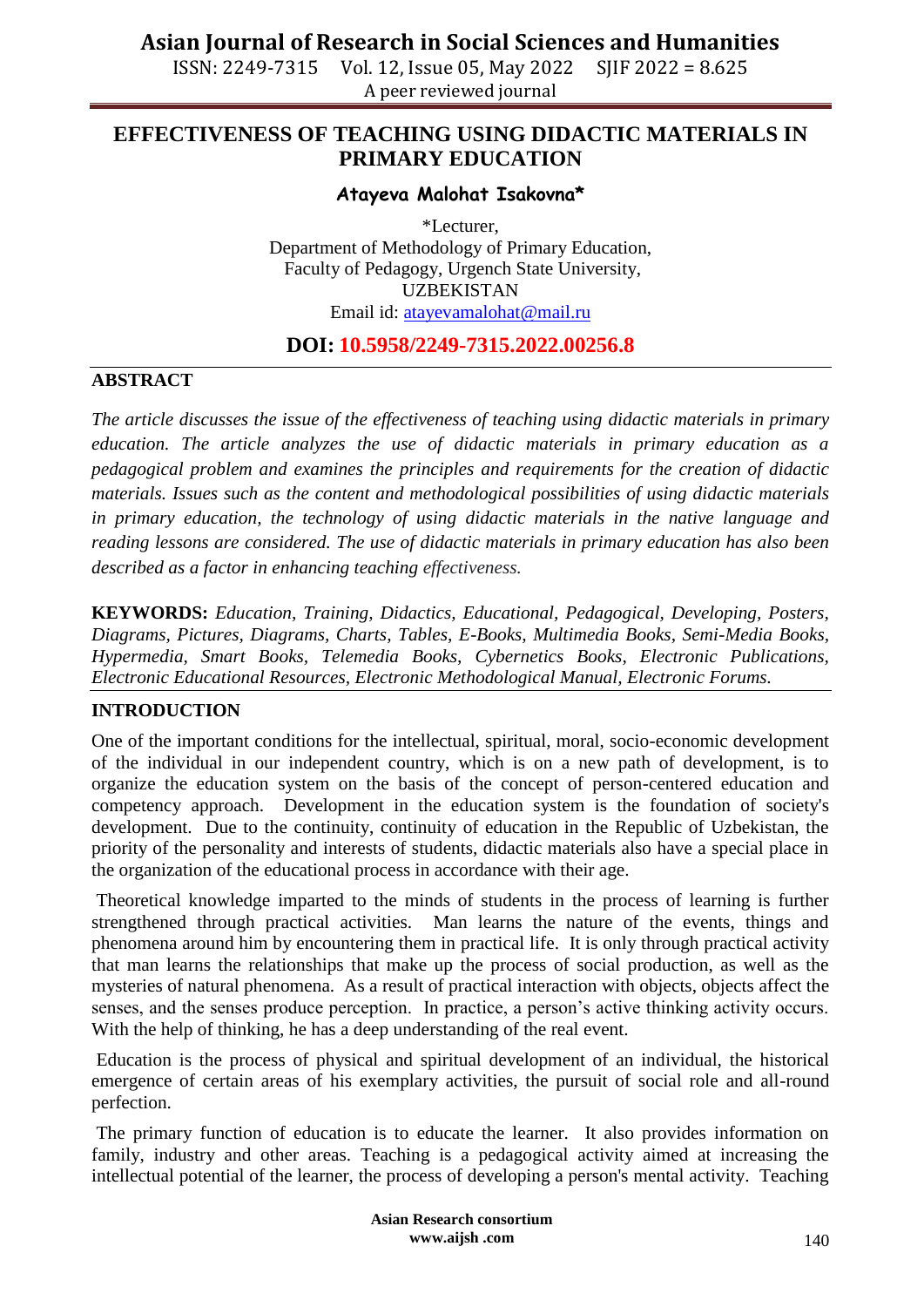# EFFECTIVENESS OF TEACHING USING DIDACTIC MATERIALS IN PRIMARY EDUCATION

**Atayeva Malohat Isakovna***

*Lecturer,
Department of Methodology of Primary Education,
Faculty of Pedagogy, Urgench State University,
UZBEKISTAN
Email id: atayevamalohat@mail.ru

**DOI: 10.5958/2249-7315.2022.00256.8**

## ABSTRACT

*The article discusses the issue of the effectiveness of teaching using didactic materials in primary education. The article analyzes the use of didactic materials in primary education as a pedagogical problem and examines the principles and requirements for the creation of didactic materials. Issues such as the content and methodological possibilities of using didactic materials in primary education, the technology of using didactic materials in the native language and reading lessons are considered. The use of didactic materials in primary education has also been described as a factor in enhancing teaching effectiveness.*

**KEYWORDS:** *Education, Training, Didactics, Educational, Pedagogical, Developing, Posters, Diagrams, Pictures, Diagrams, Charts, Tables, E-Books, Multimedia Books, Semi-Media Books, Hypermedia, Smart Books, Telemedia Books, Cybernetics Books, Electronic Publications, Electronic Educational Resources, Electronic Methodological Manual, Electronic Forums.*

## INTRODUCTION

One of the important conditions for the intellectual, spiritual, moral, socio-economic development of the individual in our independent country, which is on a new path of development, is to organize the education system on the basis of the concept of person-centered education and competency approach. Development in the education system is the foundation of society's development. Due to the continuity, continuity of education in the Republic of Uzbekistan, the priority of the personality and interests of students, didactic materials also have a special place in the organization of the educational process in accordance with their age.

Theoretical knowledge imparted to the minds of students in the process of learning is further strengthened through practical activities. Man learns the nature of the events, things and phenomena around him by encountering them in practical life. It is only through practical activity that man learns the relationships that make up the process of social production, as well as the mysteries of natural phenomena. As a result of practical interaction with objects, objects affect the senses, and the senses produce perception. In practice, a person's active thinking activity occurs. With the help of thinking, he has a deep understanding of the real event.

Education is the process of physical and spiritual development of an individual, the historical emergence of certain areas of his exemplary activities, the pursuit of social role and all-round perfection.

The primary function of education is to educate the learner. It also provides information on family, industry and other areas. Teaching is a pedagogical activity aimed at increasing the intellectual potential of the learner, the process of developing a person's mental activity. Teaching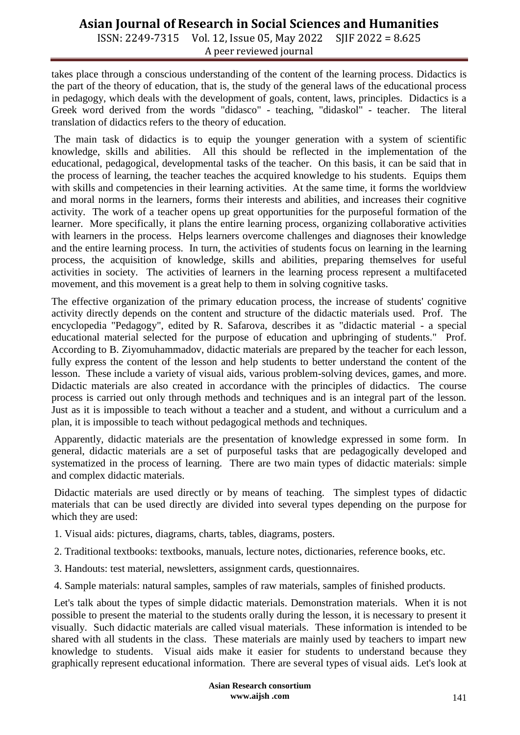takes place through a conscious understanding of the content of the learning process. Didactics is the part of the theory of education, that is, the study of the general laws of the educational process in pedagogy, which deals with the development of goals, content, laws, principles. Didactics is a Greek word derived from the words "didasco" - teaching, "didaskol" - teacher. The literal translation of didactics refers to the theory of education.

The main task of didactics is to equip the younger generation with a system of scientific knowledge, skills and abilities. All this should be reflected in the implementation of the educational, pedagogical, developmental tasks of the teacher. On this basis, it can be said that in the process of learning, the teacher teaches the acquired knowledge to his students. Equips them with skills and competencies in their learning activities. At the same time, it forms the worldview and moral norms in the learners, forms their interests and abilities, and increases their cognitive activity. The work of a teacher opens up great opportunities for the purposeful formation of the learner. More specifically, it plans the entire learning process, organizing collaborative activities with learners in the process. Helps learners overcome challenges and diagnoses their knowledge and the entire learning process. In turn, the activities of students focus on learning in the learning process, the acquisition of knowledge, skills and abilities, preparing themselves for useful activities in society. The activities of learners in the learning process represent a multifaceted movement, and this movement is a great help to them in solving cognitive tasks.

The effective organization of the primary education process, the increase of students' cognitive activity directly depends on the content and structure of the didactic materials used. Prof. The encyclopedia "Pedagogy", edited by R. Safarova, describes it as "didactic material - a special educational material selected for the purpose of education and upbringing of students." Prof. According to B. Ziyomuhammadov, didactic materials are prepared by the teacher for each lesson, fully express the content of the lesson and help students to better understand the content of the lesson. These include a variety of visual aids, various problem-solving devices, games, and more. Didactic materials are also created in accordance with the principles of didactics. The course process is carried out only through methods and techniques and is an integral part of the lesson. Just as it is impossible to teach without a teacher and a student, and without a curriculum and a plan, it is impossible to teach without pedagogical methods and techniques.

Apparently, didactic materials are the presentation of knowledge expressed in some form. In general, didactic materials are a set of purposeful tasks that are pedagogically developed and systematized in the process of learning. There are two main types of didactic materials: simple and complex didactic materials.

Didactic materials are used directly or by means of teaching. The simplest types of didactic materials that can be used directly are divided into several types depending on the purpose for which they are used:

1. Visual aids: pictures, diagrams, charts, tables, diagrams, posters.
2. Traditional textbooks: textbooks, manuals, lecture notes, dictionaries, reference books, etc.
3. Handouts: test material, newsletters, assignment cards, questionnaires.
4. Sample materials: natural samples, samples of raw materials, samples of finished products.

Let's talk about the types of simple didactic materials. Demonstration materials. When it is not possible to present the material to the students orally during the lesson, it is necessary to present it visually. Such didactic materials are called visual materials. These information is intended to be shared with all students in the class. These materials are mainly used by teachers to impart new knowledge to students. Visual aids make it easier for students to understand because they graphically represent educational information. There are several types of visual aids. Let's look at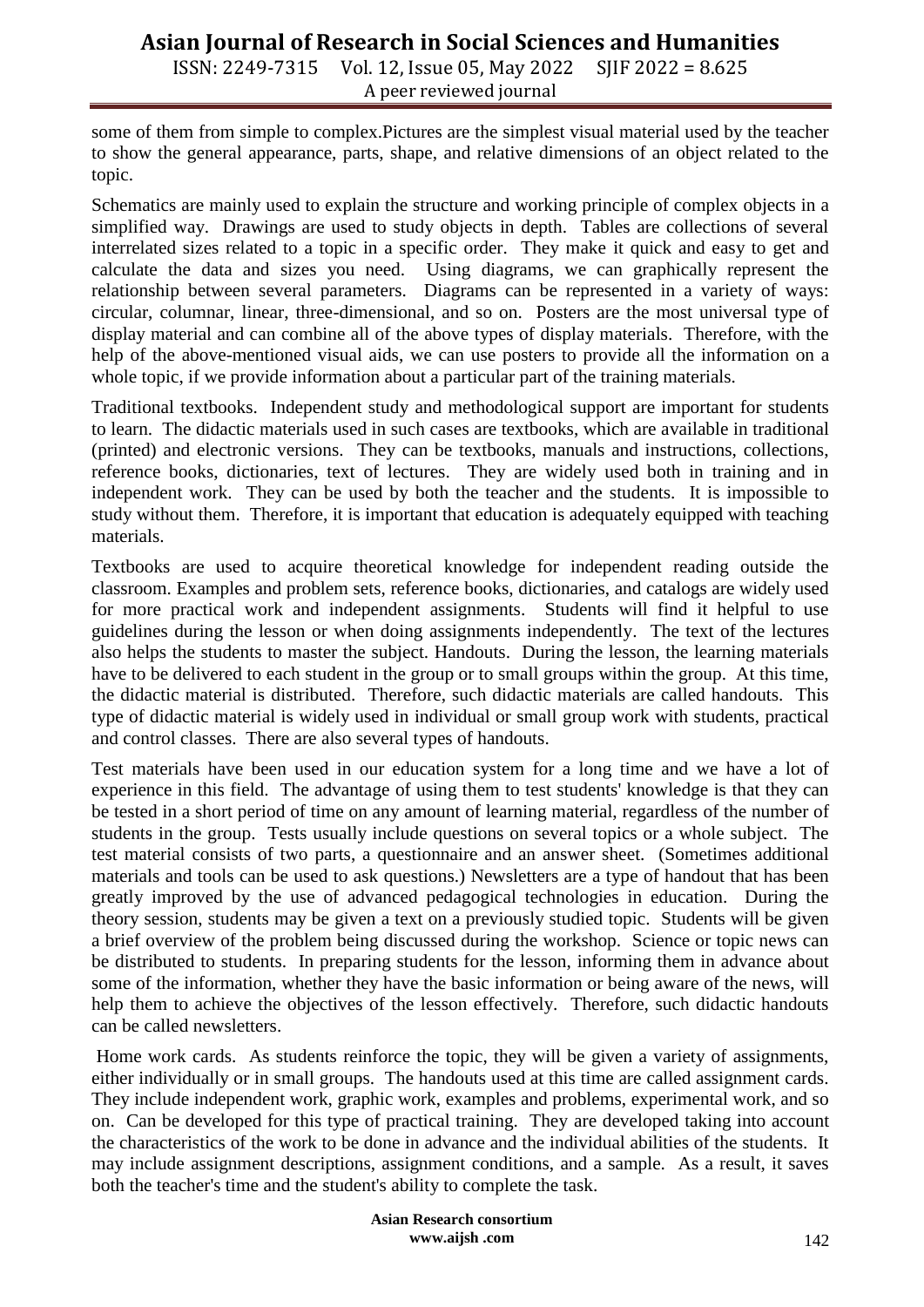some of them from simple to complex.Pictures are the simplest visual material used by the teacher to show the general appearance, parts, shape, and relative dimensions of an object related to the topic.

Schematics are mainly used to explain the structure and working principle of complex objects in a simplified way. Drawings are used to study objects in depth. Tables are collections of several interrelated sizes related to a topic in a specific order. They make it quick and easy to get and calculate the data and sizes you need. Using diagrams, we can graphically represent the relationship between several parameters. Diagrams can be represented in a variety of ways: circular, columnar, linear, three-dimensional, and so on. Posters are the most universal type of display material and can combine all of the above types of display materials. Therefore, with the help of the above-mentioned visual aids, we can use posters to provide all the information on a whole topic, if we provide information about a particular part of the training materials.

Traditional textbooks. Independent study and methodological support are important for students to learn. The didactic materials used in such cases are textbooks, which are available in traditional (printed) and electronic versions. They can be textbooks, manuals and instructions, collections, reference books, dictionaries, text of lectures. They are widely used both in training and in independent work. They can be used by both the teacher and the students. It is impossible to study without them. Therefore, it is important that education is adequately equipped with teaching materials.

Textbooks are used to acquire theoretical knowledge for independent reading outside the classroom. Examples and problem sets, reference books, dictionaries, and catalogs are widely used for more practical work and independent assignments. Students will find it helpful to use guidelines during the lesson or when doing assignments independently. The text of the lectures also helps the students to master the subject. Handouts. During the lesson, the learning materials have to be delivered to each student in the group or to small groups within the group. At this time, the didactic material is distributed. Therefore, such didactic materials are called handouts. This type of didactic material is widely used in individual or small group work with students, practical and control classes. There are also several types of handouts.

Test materials have been used in our education system for a long time and we have a lot of experience in this field. The advantage of using them to test students' knowledge is that they can be tested in a short period of time on any amount of learning material, regardless of the number of students in the group. Tests usually include questions on several topics or a whole subject. The test material consists of two parts, a questionnaire and an answer sheet. (Sometimes additional materials and tools can be used to ask questions.) Newsletters are a type of handout that has been greatly improved by the use of advanced pedagogical technologies in education. During the theory session, students may be given a text on a previously studied topic. Students will be given a brief overview of the problem being discussed during the workshop. Science or topic news can be distributed to students. In preparing students for the lesson, informing them in advance about some of the information, whether they have the basic information or being aware of the news, will help them to achieve the objectives of the lesson effectively. Therefore, such didactic handouts can be called newsletters.

Home work cards. As students reinforce the topic, they will be given a variety of assignments, either individually or in small groups. The handouts used at this time are called assignment cards. They include independent work, graphic work, examples and problems, experimental work, and so on. Can be developed for this type of practical training. They are developed taking into account the characteristics of the work to be done in advance and the individual abilities of the students. It may include assignment descriptions, assignment conditions, and a sample. As a result, it saves both the teacher's time and the student's ability to complete the task.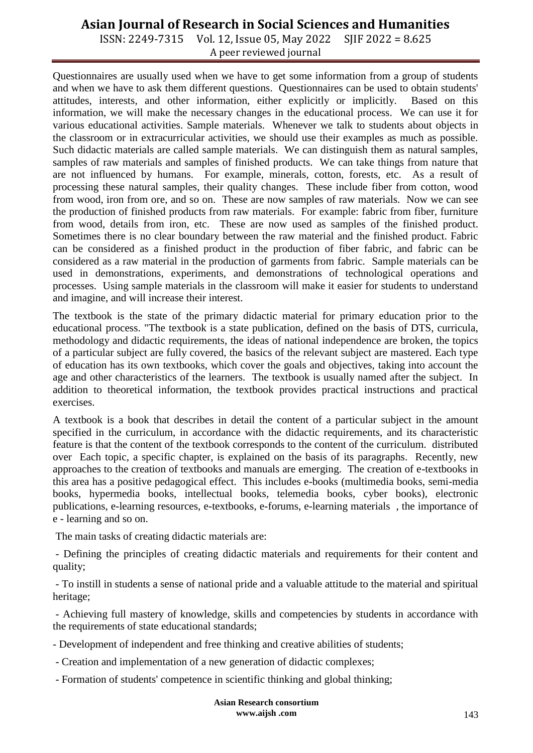Questionnaires are usually used when we have to get some information from a group of students and when we have to ask them different questions. Questionnaires can be used to obtain students' attitudes, interests, and other information, either explicitly or implicitly. Based on this information, we will make the necessary changes in the educational process. We can use it for various educational activities. Sample materials. Whenever we talk to students about objects in the classroom or in extracurricular activities, we should use their examples as much as possible. Such didactic materials are called sample materials. We can distinguish them as natural samples, samples of raw materials and samples of finished products. We can take things from nature that are not influenced by humans. For example, minerals, cotton, forests, etc. As a result of processing these natural samples, their quality changes. These include fiber from cotton, wood from wood, iron from ore, and so on. These are now samples of raw materials. Now we can see the production of finished products from raw materials. For example: fabric from fiber, furniture from wood, details from iron, etc. These are now used as samples of the finished product. Sometimes there is no clear boundary between the raw material and the finished product. Fabric can be considered as a finished product in the production of fiber fabric, and fabric can be considered as a raw material in the production of garments from fabric. Sample materials can be used in demonstrations, experiments, and demonstrations of technological operations and processes. Using sample materials in the classroom will make it easier for students to understand and imagine, and will increase their interest.

The textbook is the state of the primary didactic material for primary education prior to the educational process. "The textbook is a state publication, defined on the basis of DTS, curricula, methodology and didactic requirements, the ideas of national independence are broken, the topics of a particular subject are fully covered, the basics of the relevant subject are mastered. Each type of education has its own textbooks, which cover the goals and objectives, taking into account the age and other characteristics of the learners. The textbook is usually named after the subject. In addition to theoretical information, the textbook provides practical instructions and practical exercises.

A textbook is a book that describes in detail the content of a particular subject in the amount specified in the curriculum, in accordance with the didactic requirements, and its characteristic feature is that the content of the textbook corresponds to the content of the curriculum. distributed over Each topic, a specific chapter, is explained on the basis of its paragraphs. Recently, new approaches to the creation of textbooks and manuals are emerging. The creation of e-textbooks in this area has a positive pedagogical effect. This includes e-books (multimedia books, semi-media books, hypermedia books, intellectual books, telemedia books, cyber books), electronic publications, e-learning resources, e-textbooks, e-forums, e-learning materials , the importance of e - learning and so on.

The main tasks of creating didactic materials are:

- Defining the principles of creating didactic materials and requirements for their content and quality;
- To instill in students a sense of national pride and a valuable attitude to the material and spiritual heritage;
- Achieving full mastery of knowledge, skills and competencies by students in accordance with the requirements of state educational standards;
- Development of independent and free thinking and creative abilities of students;
- Creation and implementation of a new generation of didactic complexes;
- Formation of students' competence in scientific thinking and global thinking;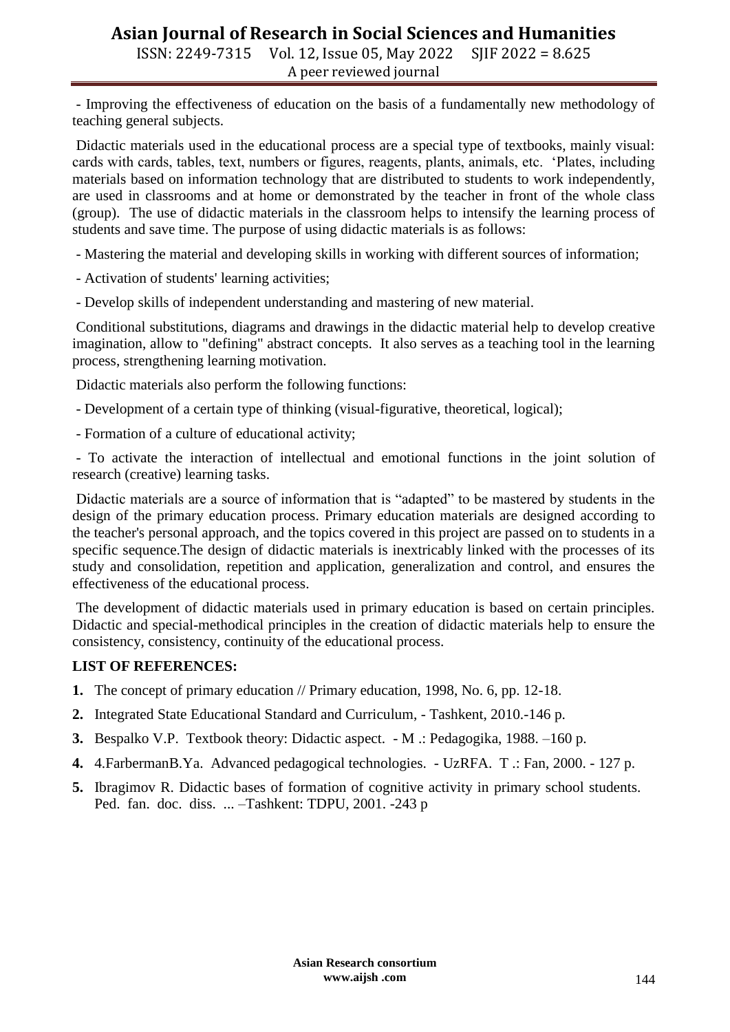- Improving the effectiveness of education on the basis of a fundamentally new methodology of teaching general subjects.

Didactic materials used in the educational process are a special type of textbooks, mainly visual: cards with cards, tables, text, numbers or figures, reagents, plants, animals, etc. 'Plates, including materials based on information technology that are distributed to students to work independently, are used in classrooms and at home or demonstrated by the teacher in front of the whole class (group). The use of didactic materials in the classroom helps to intensify the learning process of students and save time. The purpose of using didactic materials is as follows:

- Mastering the material and developing skills in working with different sources of information;
- Activation of students' learning activities;
- Develop skills of independent understanding and mastering of new material.

Conditional substitutions, diagrams and drawings in the didactic material help to develop creative imagination, allow to "defining" abstract concepts. It also serves as a teaching tool in the learning process, strengthening learning motivation.

Didactic materials also perform the following functions:

- Development of a certain type of thinking (visual-figurative, theoretical, logical);
- Formation of a culture of educational activity;
- To activate the interaction of intellectual and emotional functions in the joint solution of research (creative) learning tasks.

Didactic materials are a source of information that is "adapted" to be mastered by students in the design of the primary education process. Primary education materials are designed according to the teacher's personal approach, and the topics covered in this project are passed on to students in a specific sequence.The design of didactic materials is inextricably linked with the processes of its study and consolidation, repetition and application, generalization and control, and ensures the effectiveness of the educational process.

The development of didactic materials used in primary education is based on certain principles. Didactic and special-methodical principles in the creation of didactic materials help to ensure the consistency, consistency, continuity of the educational process.

**LIST OF REFERENCES:**

1. The concept of primary education // Primary education, 1998, No. 6, pp. 12-18.
2. Integrated State Educational Standard and Curriculum, - Tashkent, 2010.-146 p.
3. Bespalko V.P. Textbook theory: Didactic aspect. - M .: Pedagogika, 1988. –160 p.
4. 4.FarbermanB.Ya. Advanced pedagogical technologies. - UzRFA. T .: Fan, 2000. - 127 p.
5. Ibragimov R. Didactic bases of formation of cognitive activity in primary school students. Ped. fan. doc. diss. ... –Tashkent: TDPU, 2001. -243 p